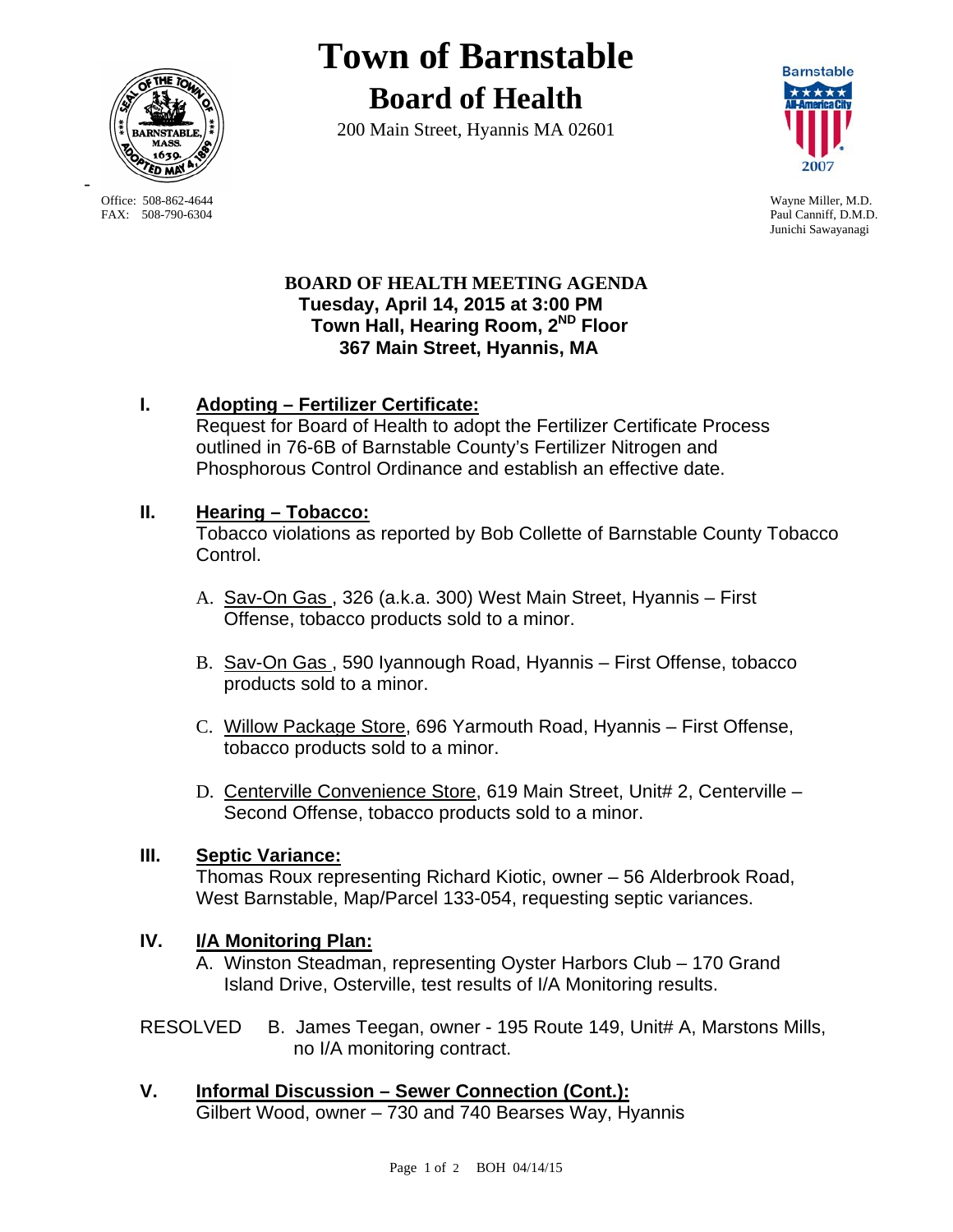# Town of Barnstable

## Board of Health

200 Main Street, Hyannis MA 02601

Office: 508-862-4644
FAX: 508-790-6304

Wayne Miller, M.D.
Paul Canniff, D.M.D.
Junichi Sawayanagi

**BOARD OF HEALTH MEETING AGENDA**
**Tuesday, April 14, 2015 at 3:00 PM**
**Town Hall, Hearing Room, 2ND Floor**
**367 Main Street, Hyannis, MA**

**I. Adopting – Fertilizer Certificate:**
Request for Board of Health to adopt the Fertilizer Certificate Process outlined in 76-6B of Barnstable County's Fertilizer Nitrogen and Phosphorous Control Ordinance and establish an effective date.

**II. Hearing – Tobacco:**
Tobacco violations as reported by Bob Collette of Barnstable County Tobacco Control.

A. Sav-On Gas , 326 (a.k.a. 300) West Main Street, Hyannis – First Offense, tobacco products sold to a minor.

B. Sav-On Gas , 590 Iyannough Road, Hyannis – First Offense, tobacco products sold to a minor.

C. Willow Package Store, 696 Yarmouth Road, Hyannis – First Offense, tobacco products sold to a minor.

D. Centerville Convenience Store, 619 Main Street, Unit# 2, Centerville – Second Offense, tobacco products sold to a minor.

**III. Septic Variance:**
Thomas Roux representing Richard Kiotic, owner – 56 Alderbrook Road, West Barnstable, Map/Parcel 133-054, requesting septic variances.

**IV. I/A Monitoring Plan:**

A. Winston Steadman, representing Oyster Harbors Club – 170 Grand Island Drive, Osterville, test results of I/A Monitoring results.

RESOLVED B. James Teegan, owner - 195 Route 149, Unit# A, Marstons Mills, no I/A monitoring contract.

**V. Informal Discussion – Sewer Connection (Cont.):**
Gilbert Wood, owner – 730 and 740 Bearses Way, Hyannis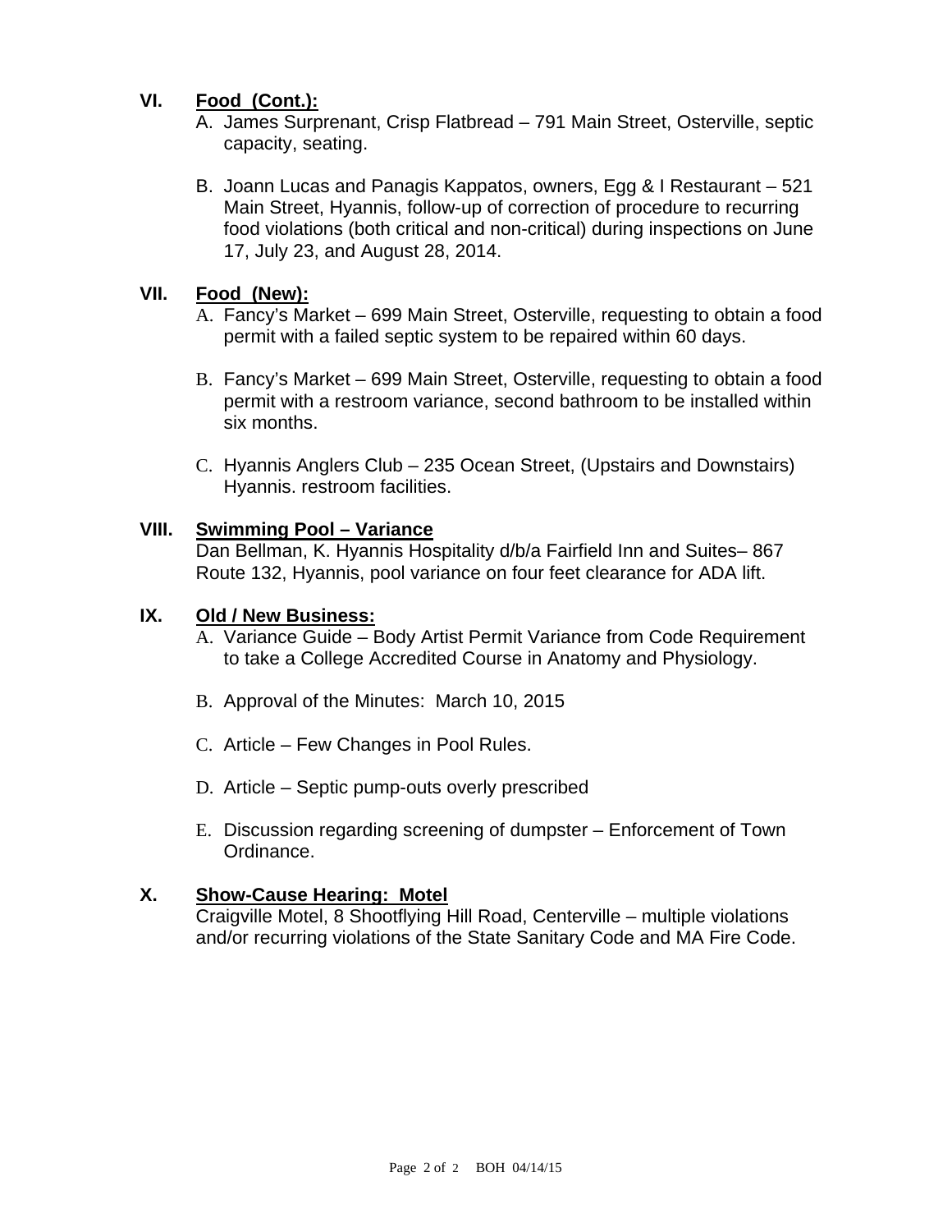## VI. Food (Cont.):

A. James Surprenant, Crisp Flatbread – 791 Main Street, Osterville, septic capacity, seating.

B. Joann Lucas and Panagis Kappatos, owners, Egg & I Restaurant – 521 Main Street, Hyannis, follow-up of correction of procedure to recurring food violations (both critical and non-critical) during inspections on June 17, July 23, and August 28, 2014.

## VII. Food (New):

A. Fancy's Market – 699 Main Street, Osterville, requesting to obtain a food permit with a failed septic system to be repaired within 60 days.

B. Fancy's Market – 699 Main Street, Osterville, requesting to obtain a food permit with a restroom variance, second bathroom to be installed within six months.

C. Hyannis Anglers Club – 235 Ocean Street, (Upstairs and Downstairs) Hyannis. restroom facilities.

## VIII. Swimming Pool – Variance

Dan Bellman, K. Hyannis Hospitality d/b/a Fairfield Inn and Suites– 867 Route 132, Hyannis, pool variance on four feet clearance for ADA lift.

## IX. Old / New Business:

A. Variance Guide – Body Artist Permit Variance from Code Requirement to take a College Accredited Course in Anatomy and Physiology.

B. Approval of the Minutes: March 10, 2015

C. Article – Few Changes in Pool Rules.

D. Article – Septic pump-outs overly prescribed

E. Discussion regarding screening of dumpster – Enforcement of Town Ordinance.

## X. Show-Cause Hearing: Motel

Craigville Motel, 8 Shootflying Hill Road, Centerville – multiple violations and/or recurring violations of the State Sanitary Code and MA Fire Code.